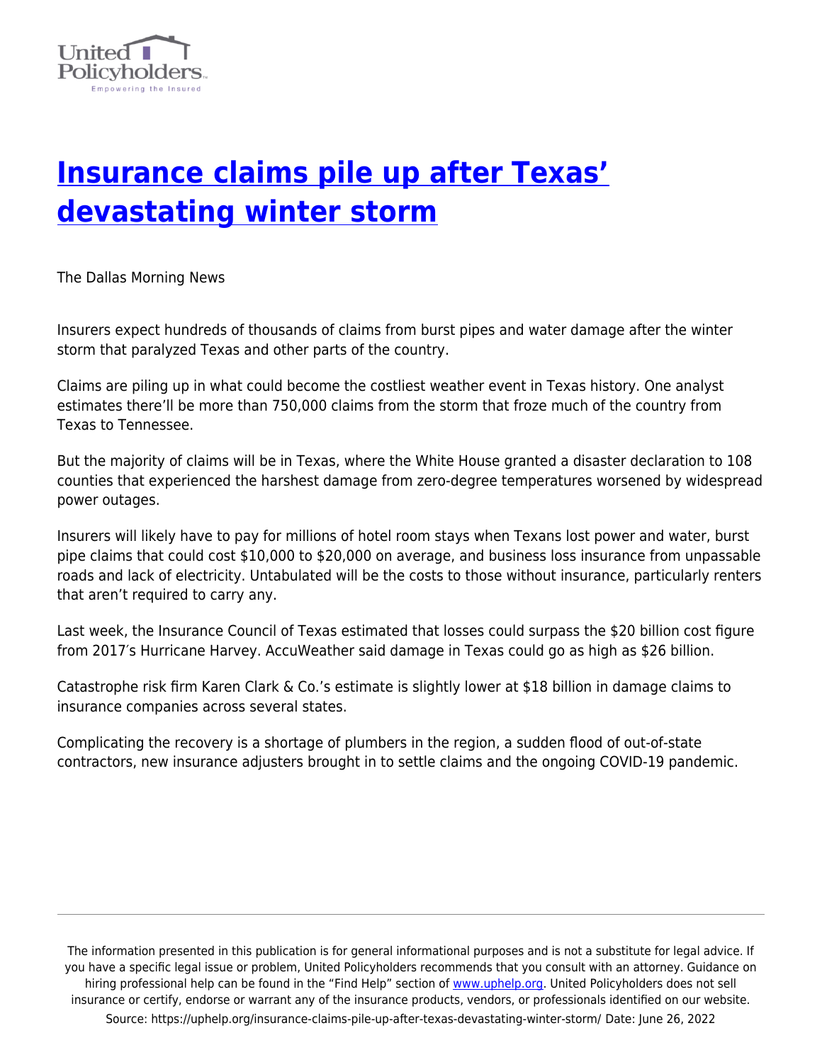# Insurance claims pile up after Texas' devastating winter storm

The Dallas Morning News

Insurers expect hundreds of thousands of claims from burst pipes and water damage after the winter storm that paralyzed Texas and other parts of the country.

Claims are piling up in what could become the costliest weather event in Texas history. One analyst estimates there'll be more than 750,000 claims from the storm that froze much of the country from Texas to Tennessee.

But the majority of claims will be in Texas, where the White House granted a disaster declaration to 108 counties that experienced the harshest damage from zero-degree temperatures worsened by widespread power outages.

Insurers will likely have to pay for millions of hotel room stays when Texans lost power and water, burst pipe claims that could cost $10,000 to $20,000 on average, and business loss insurance from unpassable roads and lack of electricity. Untabulated will be the costs to those without insurance, particularly renters that aren't required to carry any.

Last week, the Insurance Council of Texas estimated that losses could surpass the $20 billion cost figure from 2017′s Hurricane Harvey. AccuWeather said damage in Texas could go as high as $26 billion.

Catastrophe risk firm Karen Clark & Co.'s estimate is slightly lower at $18 billion in damage claims to insurance companies across several states.

Complicating the recovery is a shortage of plumbers in the region, a sudden flood of out-of-state contractors, new insurance adjusters brought in to settle claims and the ongoing COVID-19 pandemic.

The information presented in this publication is for general informational purposes and is not a substitute for legal advice. If you have a specific legal issue or problem, United Policyholders recommends that you consult with an attorney. Guidance on hiring professional help can be found in the "Find Help" section of www.uphelp.org. United Policyholders does not sell insurance or certify, endorse or warrant any of the insurance products, vendors, or professionals identified on our website.

Source: https://uphelp.org/insurance-claims-pile-up-after-texas-devastating-winter-storm/ Date: June 26, 2022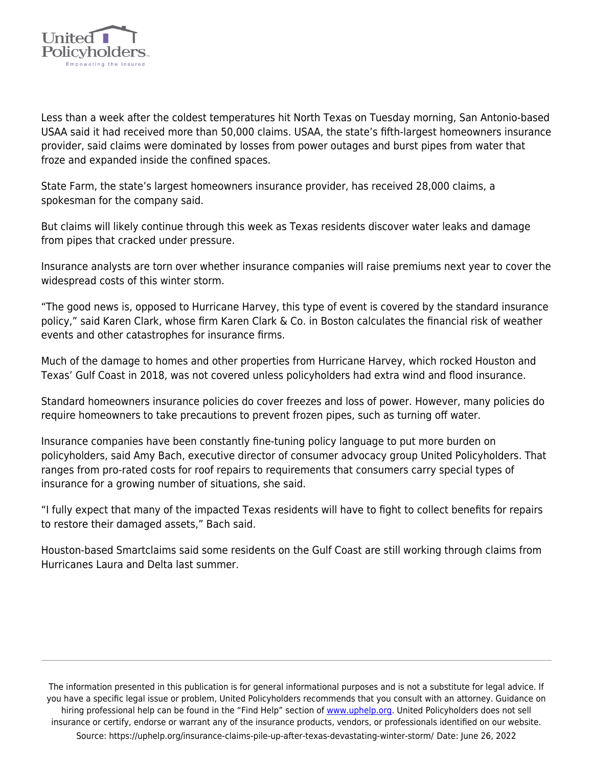Less than a week after the coldest temperatures hit North Texas on Tuesday morning, San Antonio-based USAA said it had received more than 50,000 claims. USAA, the state's fifth-largest homeowners insurance provider, said claims were dominated by losses from power outages and burst pipes from water that froze and expanded inside the confined spaces.

State Farm, the state's largest homeowners insurance provider, has received 28,000 claims, a spokesman for the company said.

But claims will likely continue through this week as Texas residents discover water leaks and damage from pipes that cracked under pressure.

Insurance analysts are torn over whether insurance companies will raise premiums next year to cover the widespread costs of this winter storm.

"The good news is, opposed to Hurricane Harvey, this type of event is covered by the standard insurance policy," said Karen Clark, whose firm Karen Clark & Co. in Boston calculates the financial risk of weather events and other catastrophes for insurance firms.

Much of the damage to homes and other properties from Hurricane Harvey, which rocked Houston and Texas' Gulf Coast in 2018, was not covered unless policyholders had extra wind and flood insurance.

Standard homeowners insurance policies do cover freezes and loss of power. However, many policies do require homeowners to take precautions to prevent frozen pipes, such as turning off water.

Insurance companies have been constantly fine-tuning policy language to put more burden on policyholders, said Amy Bach, executive director of consumer advocacy group United Policyholders. That ranges from pro-rated costs for roof repairs to requirements that consumers carry special types of insurance for a growing number of situations, she said.

"I fully expect that many of the impacted Texas residents will have to fight to collect benefits for repairs to restore their damaged assets," Bach said.

Houston-based Smartclaims said some residents on the Gulf Coast are still working through claims from Hurricanes Laura and Delta last summer.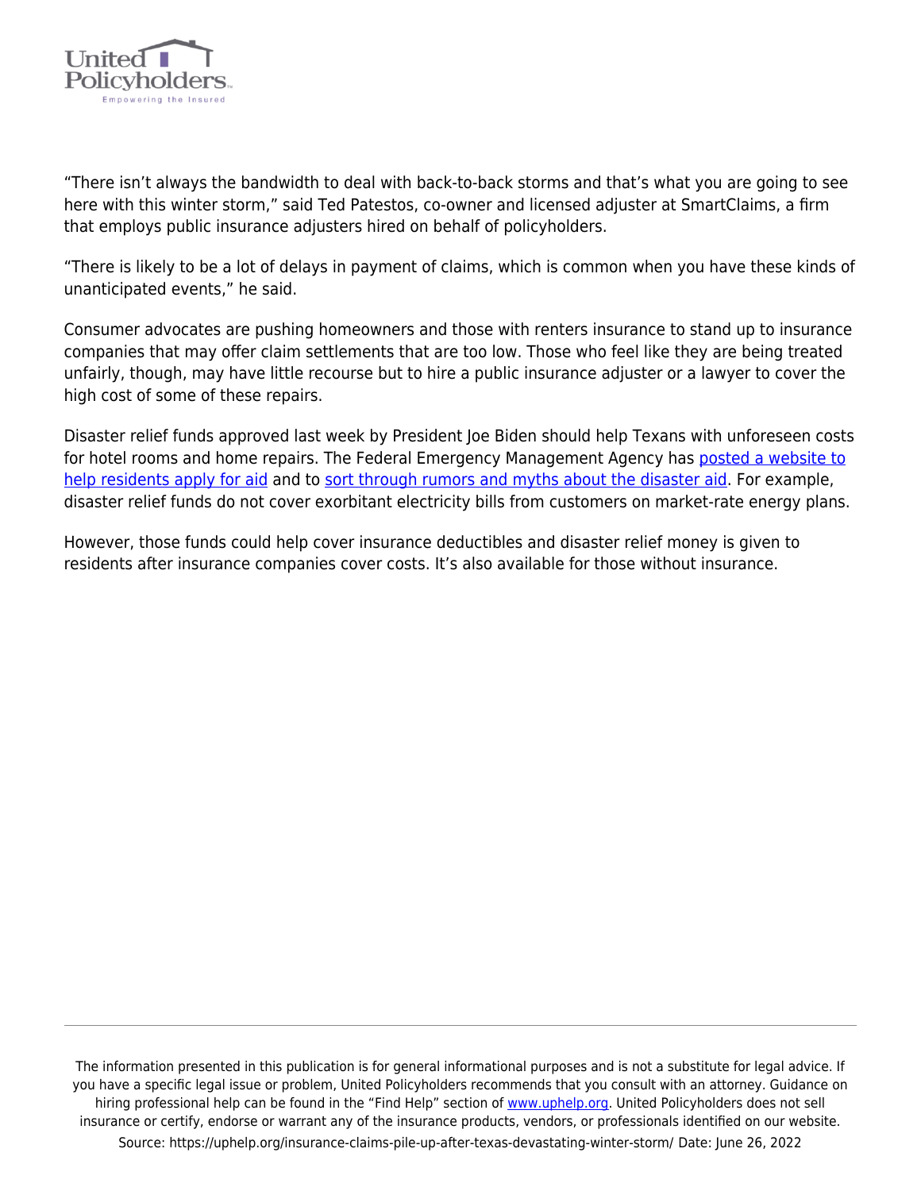"There isn't always the bandwidth to deal with back-to-back storms and that's what you are going to see here with this winter storm," said Ted Patestos, co-owner and licensed adjuster at SmartClaims, a firm that employs public insurance adjusters hired on behalf of policyholders.

"There is likely to be a lot of delays in payment of claims, which is common when you have these kinds of unanticipated events," he said.

Consumer advocates are pushing homeowners and those with renters insurance to stand up to insurance companies that may offer claim settlements that are too low. Those who feel like they are being treated unfairly, though, may have little recourse but to hire a public insurance adjuster or a lawyer to cover the high cost of some of these repairs.

Disaster relief funds approved last week by President Joe Biden should help Texans with unforeseen costs for hotel rooms and home repairs. The Federal Emergency Management Agency has posted a website to help residents apply for aid and to sort through rumors and myths about the disaster aid. For example, disaster relief funds do not cover exorbitant electricity bills from customers on market-rate energy plans.

However, those funds could help cover insurance deductibles and disaster relief money is given to residents after insurance companies cover costs. It's also available for those without insurance.

The information presented in this publication is for general informational purposes and is not a substitute for legal advice. If you have a specific legal issue or problem, United Policyholders recommends that you consult with an attorney. Guidance on hiring professional help can be found in the "Find Help" section of www.uphelp.org. United Policyholders does not sell insurance or certify, endorse or warrant any of the insurance products, vendors, or professionals identified on our website.

Source: https://uphelp.org/insurance-claims-pile-up-after-texas-devastating-winter-storm/ Date: June 26, 2022